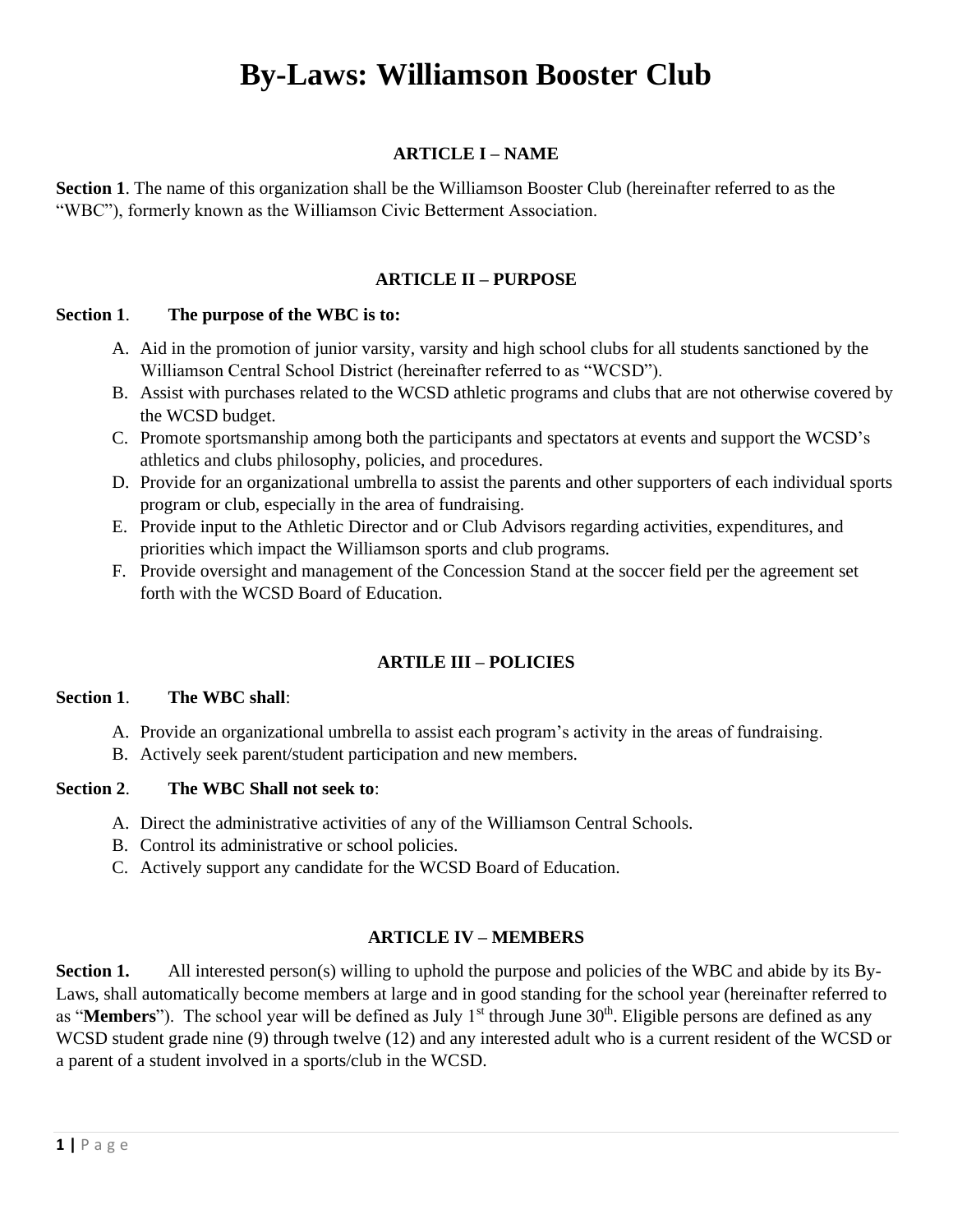# By-Laws: Williamson Booster Club

## ARTICLE I – NAME

**Section 1**. The name of this organization shall be the Williamson Booster Club (hereinafter referred to as the "WBC"), formerly known as the Williamson Civic Betterment Association.

## ARTICLE II – PURPOSE

**Section 1**. **The purpose of the WBC is to:**

A. Aid in the promotion of junior varsity, varsity and high school clubs for all students sanctioned by the Williamson Central School District (hereinafter referred to as "WCSD").
B. Assist with purchases related to the WCSD athletic programs and clubs that are not otherwise covered by the WCSD budget.
C. Promote sportsmanship among both the participants and spectators at events and support the WCSD's athletics and clubs philosophy, policies, and procedures.
D. Provide for an organizational umbrella to assist the parents and other supporters of each individual sports program or club, especially in the area of fundraising.
E. Provide input to the Athletic Director and or Club Advisors regarding activities, expenditures, and priorities which impact the Williamson sports and club programs.
F. Provide oversight and management of the Concession Stand at the soccer field per the agreement set forth with the WCSD Board of Education.

## ARTILE III – POLICIES

**Section 1**. **The WBC shall**:

A. Provide an organizational umbrella to assist each program's activity in the areas of fundraising.
B. Actively seek parent/student participation and new members.

**Section 2**. **The WBC Shall not seek to**:

A. Direct the administrative activities of any of the Williamson Central Schools.
B. Control its administrative or school policies.
C. Actively support any candidate for the WCSD Board of Education.

## ARTICLE IV – MEMBERS

**Section 1.** All interested person(s) willing to uphold the purpose and policies of the WBC and abide by its By-Laws, shall automatically become members at large and in good standing for the school year (hereinafter referred to as "**Members**"). The school year will be defined as July 1st through June 30th. Eligible persons are defined as any WCSD student grade nine (9) through twelve (12) and any interested adult who is a current resident of the WCSD or a parent of a student involved in a sports/club in the WCSD.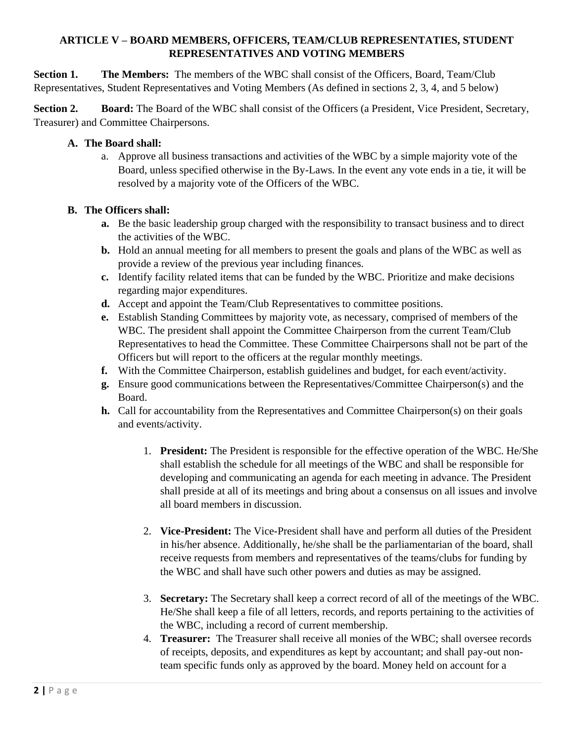**ARTICLE V – BOARD MEMBERS, OFFICERS, TEAM/CLUB REPRESENTATIES, STUDENT REPRESENTATIVES AND VOTING MEMBERS**

**Section 1.** **The Members:** The members of the WBC shall consist of the Officers, Board, Team/Club Representatives, Student Representatives and Voting Members (As defined in sections 2, 3, 4, and 5 below)

**Section 2.** **Board:** The Board of the WBC shall consist of the Officers (a President, Vice President, Secretary, Treasurer) and Committee Chairpersons.

**A. The Board shall:**

a. Approve all business transactions and activities of the WBC by a simple majority vote of the Board, unless specified otherwise in the By-Laws. In the event any vote ends in a tie, it will be resolved by a majority vote of the Officers of the WBC.

**B. The Officers shall:**

**a.** Be the basic leadership group charged with the responsibility to transact business and to direct the activities of the WBC.

**b.** Hold an annual meeting for all members to present the goals and plans of the WBC as well as provide a review of the previous year including finances.

**c.** Identify facility related items that can be funded by the WBC. Prioritize and make decisions regarding major expenditures.

**d.** Accept and appoint the Team/Club Representatives to committee positions.

**e.** Establish Standing Committees by majority vote, as necessary, comprised of members of the WBC. The president shall appoint the Committee Chairperson from the current Team/Club Representatives to head the Committee. These Committee Chairpersons shall not be part of the Officers but will report to the officers at the regular monthly meetings.

**f.** With the Committee Chairperson, establish guidelines and budget, for each event/activity.

**g.** Ensure good communications between the Representatives/Committee Chairperson(s) and the Board.

**h.** Call for accountability from the Representatives and Committee Chairperson(s) on their goals and events/activity.

1. **President:** The President is responsible for the effective operation of the WBC. He/She shall establish the schedule for all meetings of the WBC and shall be responsible for developing and communicating an agenda for each meeting in advance. The President shall preside at all of its meetings and bring about a consensus on all issues and involve all board members in discussion.

2. **Vice-President:** The Vice-President shall have and perform all duties of the President in his/her absence. Additionally, he/she shall be the parliamentarian of the board, shall receive requests from members and representatives of the teams/clubs for funding by the WBC and shall have such other powers and duties as may be assigned.

3. **Secretary:** The Secretary shall keep a correct record of all of the meetings of the WBC. He/She shall keep a file of all letters, records, and reports pertaining to the activities of the WBC, including a record of current membership.

4. **Treasurer:** The Treasurer shall receive all monies of the WBC; shall oversee records of receipts, deposits, and expenditures as kept by accountant; and shall pay-out non-team specific funds only as approved by the board. Money held on account for a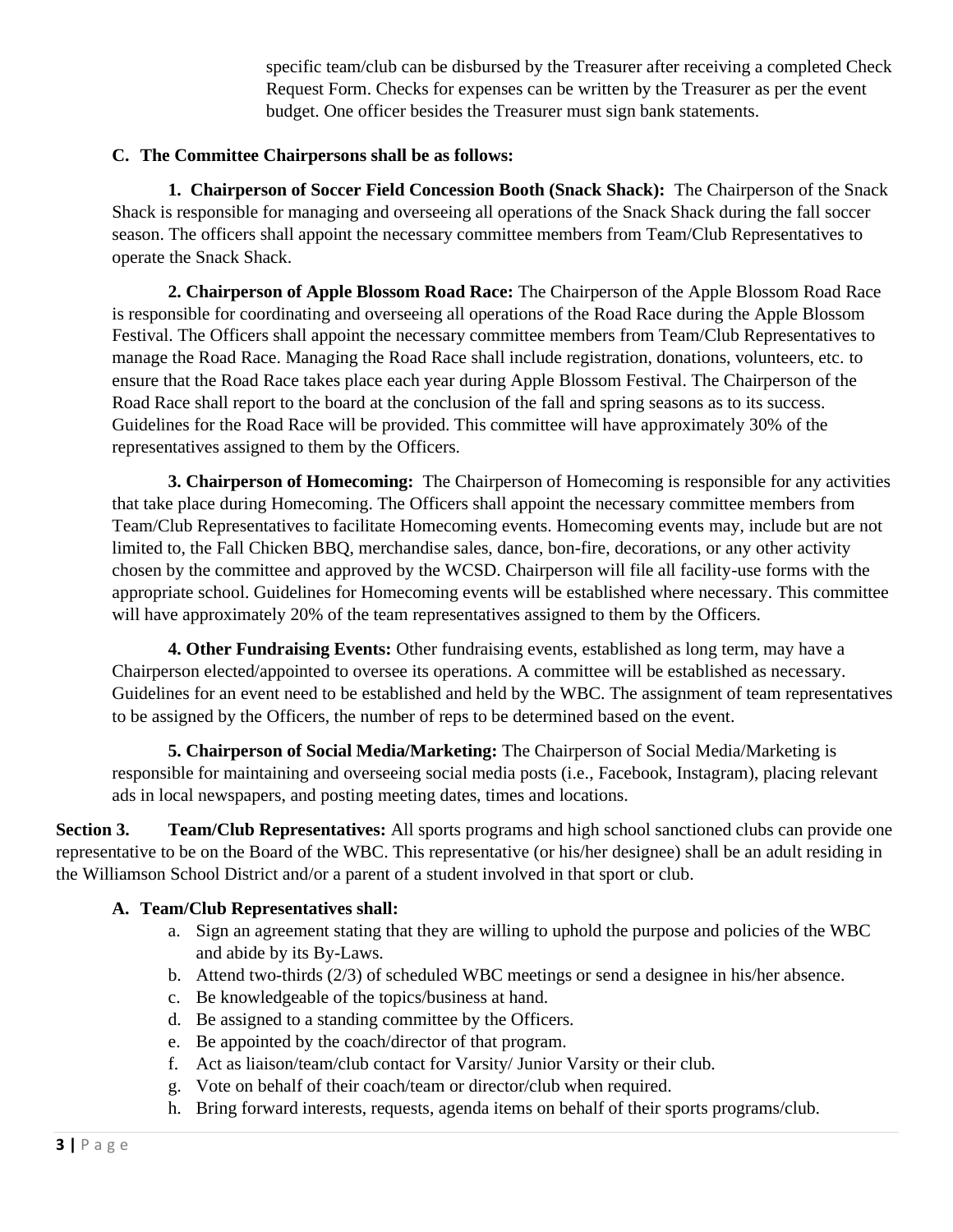specific team/club can be disbursed by the Treasurer after receiving a completed Check Request Form. Checks for expenses can be written by the Treasurer as per the event budget. One officer besides the Treasurer must sign bank statements.

**C. The Committee Chairpersons shall be as follows:**

**1. Chairperson of Soccer Field Concession Booth (Snack Shack):** The Chairperson of the Snack Shack is responsible for managing and overseeing all operations of the Snack Shack during the fall soccer season. The officers shall appoint the necessary committee members from Team/Club Representatives to operate the Snack Shack.

**2. Chairperson of Apple Blossom Road Race:** The Chairperson of the Apple Blossom Road Race is responsible for coordinating and overseeing all operations of the Road Race during the Apple Blossom Festival. The Officers shall appoint the necessary committee members from Team/Club Representatives to manage the Road Race. Managing the Road Race shall include registration, donations, volunteers, etc. to ensure that the Road Race takes place each year during Apple Blossom Festival. The Chairperson of the Road Race shall report to the board at the conclusion of the fall and spring seasons as to its success. Guidelines for the Road Race will be provided. This committee will have approximately 30% of the representatives assigned to them by the Officers.

**3. Chairperson of Homecoming:** The Chairperson of Homecoming is responsible for any activities that take place during Homecoming. The Officers shall appoint the necessary committee members from Team/Club Representatives to facilitate Homecoming events. Homecoming events may, include but are not limited to, the Fall Chicken BBQ, merchandise sales, dance, bon-fire, decorations, or any other activity chosen by the committee and approved by the WCSD. Chairperson will file all facility-use forms with the appropriate school. Guidelines for Homecoming events will be established where necessary. This committee will have approximately 20% of the team representatives assigned to them by the Officers.

**4. Other Fundraising Events:** Other fundraising events, established as long term, may have a Chairperson elected/appointed to oversee its operations. A committee will be established as necessary. Guidelines for an event need to be established and held by the WBC. The assignment of team representatives to be assigned by the Officers, the number of reps to be determined based on the event.

**5. Chairperson of Social Media/Marketing:** The Chairperson of Social Media/Marketing is responsible for maintaining and overseeing social media posts (i.e., Facebook, Instagram), placing relevant ads in local newspapers, and posting meeting dates, times and locations.

**Section 3. Team/Club Representatives:** All sports programs and high school sanctioned clubs can provide one representative to be on the Board of the WBC. This representative (or his/her designee) shall be an adult residing in the Williamson School District and/or a parent of a student involved in that sport or club.

**A. Team/Club Representatives shall:**

a. Sign an agreement stating that they are willing to uphold the purpose and policies of the WBC and abide by its By-Laws.
b. Attend two-thirds (2/3) of scheduled WBC meetings or send a designee in his/her absence.
c. Be knowledgeable of the topics/business at hand.
d. Be assigned to a standing committee by the Officers.
e. Be appointed by the coach/director of that program.
f. Act as liaison/team/club contact for Varsity/ Junior Varsity or their club.
g. Vote on behalf of their coach/team or director/club when required.
h. Bring forward interests, requests, agenda items on behalf of their sports programs/club.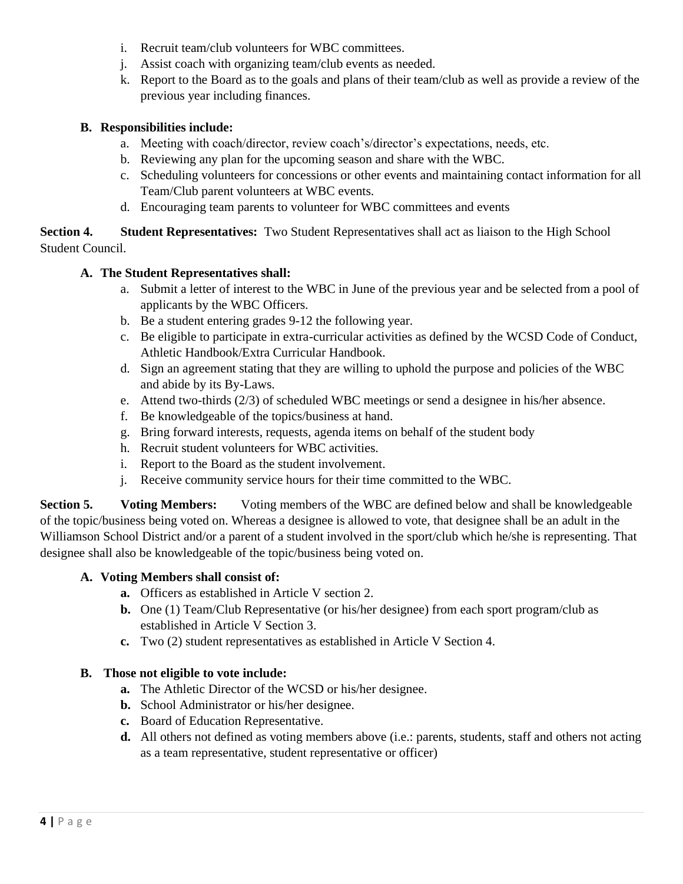i. Recruit team/club volunteers for WBC committees.
j. Assist coach with organizing team/club events as needed.
k. Report to the Board as to the goals and plans of their team/club as well as provide a review of the previous year including finances.

**B. Responsibilities include:**

a. Meeting with coach/director, review coach's/director's expectations, needs, etc.
b. Reviewing any plan for the upcoming season and share with the WBC.
c. Scheduling volunteers for concessions or other events and maintaining contact information for all Team/Club parent volunteers at WBC events.
d. Encouraging team parents to volunteer for WBC committees and events

**Section 4. Student Representatives:** Two Student Representatives shall act as liaison to the High School Student Council.

**A. The Student Representatives shall:**

a. Submit a letter of interest to the WBC in June of the previous year and be selected from a pool of applicants by the WBC Officers.
b. Be a student entering grades 9-12 the following year.
c. Be eligible to participate in extra-curricular activities as defined by the WCSD Code of Conduct, Athletic Handbook/Extra Curricular Handbook.
d. Sign an agreement stating that they are willing to uphold the purpose and policies of the WBC and abide by its By-Laws.
e. Attend two-thirds (2/3) of scheduled WBC meetings or send a designee in his/her absence.
f. Be knowledgeable of the topics/business at hand.
g. Bring forward interests, requests, agenda items on behalf of the student body
h. Recruit student volunteers for WBC activities.
i. Report to the Board as the student involvement.
j. Receive community service hours for their time committed to the WBC.

**Section 5. Voting Members:** Voting members of the WBC are defined below and shall be knowledgeable of the topic/business being voted on. Whereas a designee is allowed to vote, that designee shall be an adult in the Williamson School District and/or a parent of a student involved in the sport/club which he/she is representing. That designee shall also be knowledgeable of the topic/business being voted on.

**A. Voting Members shall consist of:**

**a.** Officers as established in Article V section 2.
**b.** One (1) Team/Club Representative (or his/her designee) from each sport program/club as established in Article V Section 3.
**c.** Two (2) student representatives as established in Article V Section 4.

**B. Those not eligible to vote include:**

**a.** The Athletic Director of the WCSD or his/her designee.
**b.** School Administrator or his/her designee.
**c.** Board of Education Representative.
**d.** All others not defined as voting members above (i.e.: parents, students, staff and others not acting as a team representative, student representative or officer)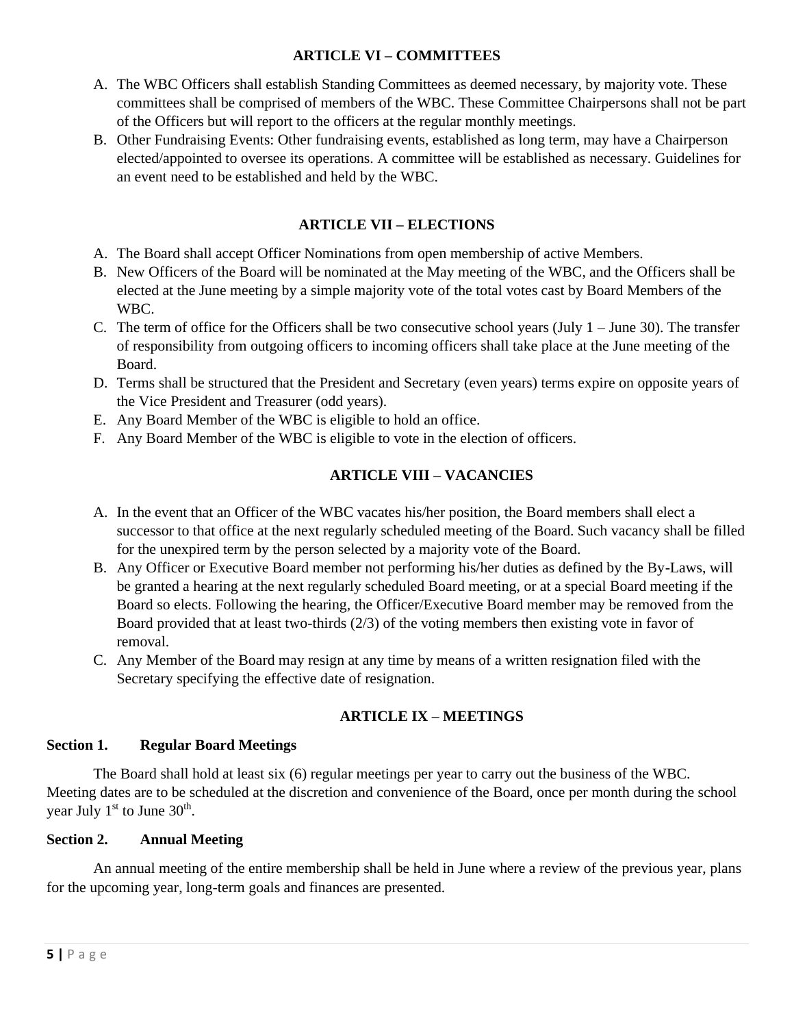## ARTICLE VI – COMMITTEES

A. The WBC Officers shall establish Standing Committees as deemed necessary, by majority vote. These committees shall be comprised of members of the WBC. These Committee Chairpersons shall not be part of the Officers but will report to the officers at the regular monthly meetings.
B. Other Fundraising Events: Other fundraising events, established as long term, may have a Chairperson elected/appointed to oversee its operations. A committee will be established as necessary. Guidelines for an event need to be established and held by the WBC.

## ARTICLE VII – ELECTIONS

A. The Board shall accept Officer Nominations from open membership of active Members.
B. New Officers of the Board will be nominated at the May meeting of the WBC, and the Officers shall be elected at the June meeting by a simple majority vote of the total votes cast by Board Members of the WBC.
C. The term of office for the Officers shall be two consecutive school years (July 1 – June 30). The transfer of responsibility from outgoing officers to incoming officers shall take place at the June meeting of the Board.
D. Terms shall be structured that the President and Secretary (even years) terms expire on opposite years of the Vice President and Treasurer (odd years).
E. Any Board Member of the WBC is eligible to hold an office.
F. Any Board Member of the WBC is eligible to vote in the election of officers.

## ARTICLE VIII – VACANCIES

A. In the event that an Officer of the WBC vacates his/her position, the Board members shall elect a successor to that office at the next regularly scheduled meeting of the Board. Such vacancy shall be filled for the unexpired term by the person selected by a majority vote of the Board.
B. Any Officer or Executive Board member not performing his/her duties as defined by the By-Laws, will be granted a hearing at the next regularly scheduled Board meeting, or at a special Board meeting if the Board so elects. Following the hearing, the Officer/Executive Board member may be removed from the Board provided that at least two-thirds (2/3) of the voting members then existing vote in favor of removal.
C. Any Member of the Board may resign at any time by means of a written resignation filed with the Secretary specifying the effective date of resignation.

## ARTICLE IX – MEETINGS

### Section 1. Regular Board Meetings

The Board shall hold at least six (6) regular meetings per year to carry out the business of the WBC. Meeting dates are to be scheduled at the discretion and convenience of the Board, once per month during the school year July 1st to June 30th.

### Section 2. Annual Meeting

An annual meeting of the entire membership shall be held in June where a review of the previous year, plans for the upcoming year, long-term goals and finances are presented.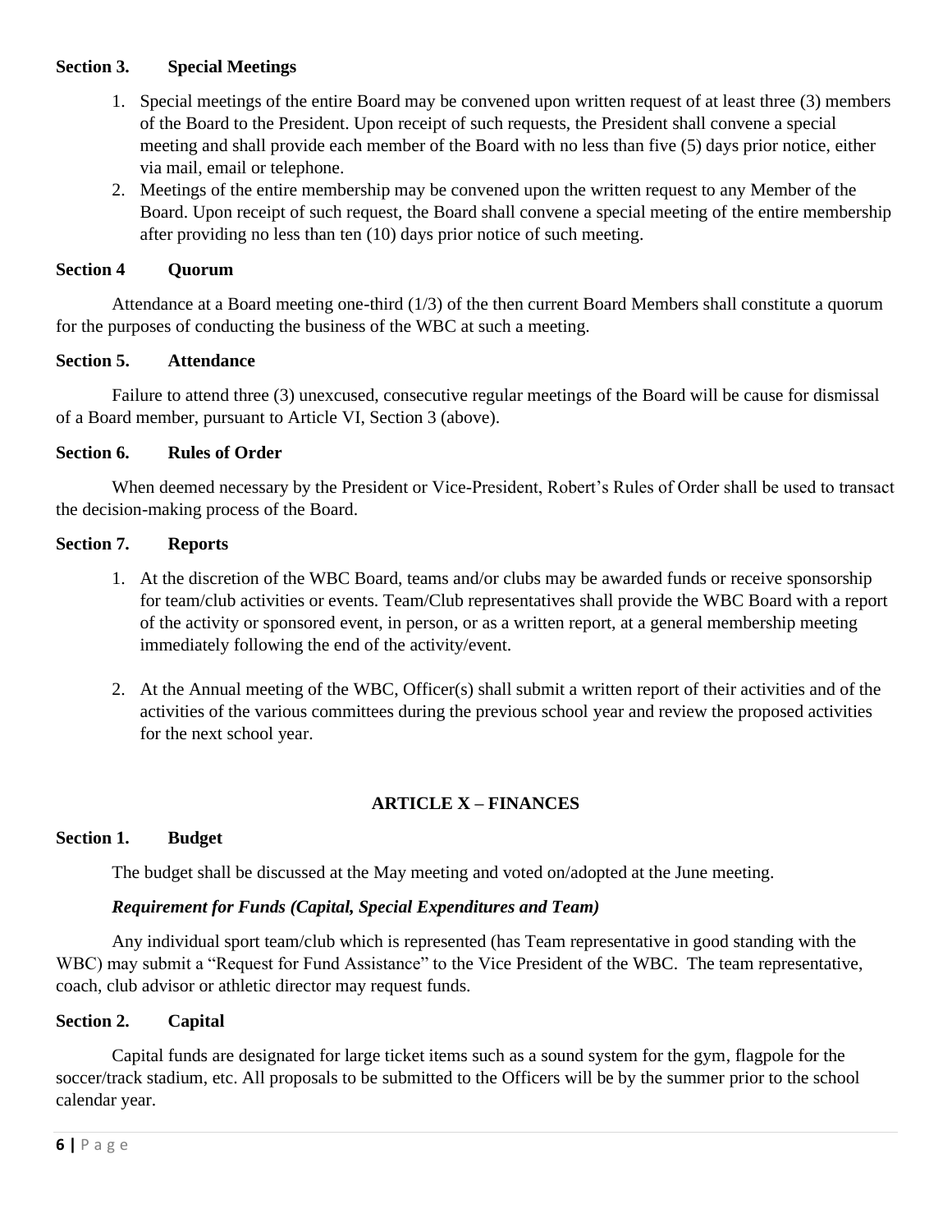**Section 3. Special Meetings**

1. Special meetings of the entire Board may be convened upon written request of at least three (3) members of the Board to the President. Upon receipt of such requests, the President shall convene a special meeting and shall provide each member of the Board with no less than five (5) days prior notice, either via mail, email or telephone.
2. Meetings of the entire membership may be convened upon the written request to any Member of the Board. Upon receipt of such request, the Board shall convene a special meeting of the entire membership after providing no less than ten (10) days prior notice of such meeting.

**Section 4 Quorum**

Attendance at a Board meeting one-third (1/3) of the then current Board Members shall constitute a quorum for the purposes of conducting the business of the WBC at such a meeting.

**Section 5. Attendance**

Failure to attend three (3) unexcused, consecutive regular meetings of the Board will be cause for dismissal of a Board member, pursuant to Article VI, Section 3 (above).

**Section 6. Rules of Order**

When deemed necessary by the President or Vice-President, Robert's Rules of Order shall be used to transact the decision-making process of the Board.

**Section 7. Reports**

1. At the discretion of the WBC Board, teams and/or clubs may be awarded funds or receive sponsorship for team/club activities or events. Team/Club representatives shall provide the WBC Board with a report of the activity or sponsored event, in person, or as a written report, at a general membership meeting immediately following the end of the activity/event.

2. At the Annual meeting of the WBC, Officer(s) shall submit a written report of their activities and of the activities of the various committees during the previous school year and review the proposed activities for the next school year.

## ARTICLE X – FINANCES

**Section 1. Budget**

The budget shall be discussed at the May meeting and voted on/adopted at the June meeting.

***Requirement for Funds (Capital, Special Expenditures and Team)***

Any individual sport team/club which is represented (has Team representative in good standing with the WBC) may submit a "Request for Fund Assistance" to the Vice President of the WBC. The team representative, coach, club advisor or athletic director may request funds.

**Section 2. Capital**

Capital funds are designated for large ticket items such as a sound system for the gym, flagpole for the soccer/track stadium, etc. All proposals to be submitted to the Officers will be by the summer prior to the school calendar year.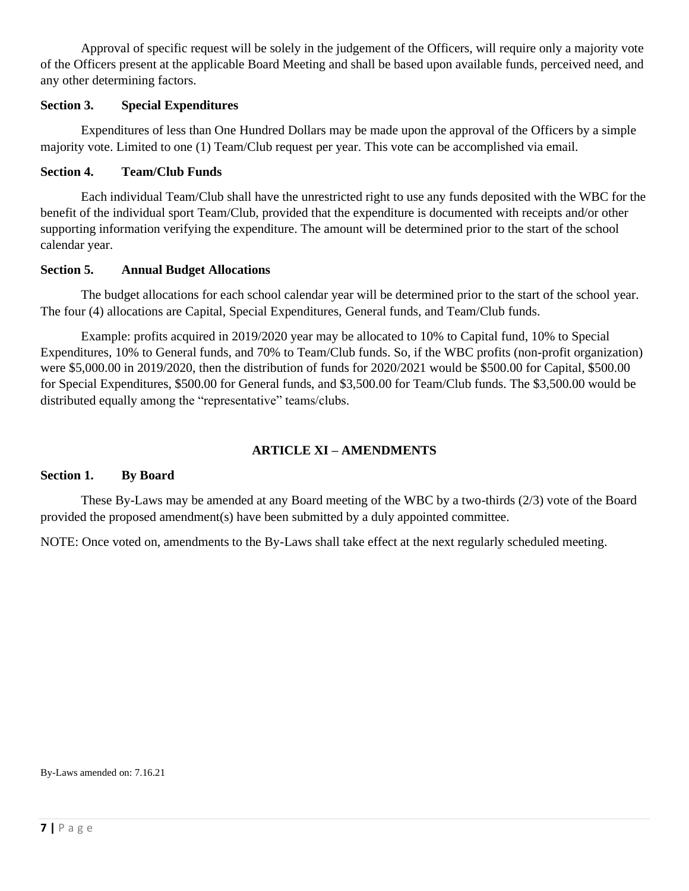Approval of specific request will be solely in the judgement of the Officers, will require only a majority vote of the Officers present at the applicable Board Meeting and shall be based upon available funds, perceived need, and any other determining factors.

**Section 3. Special Expenditures**

Expenditures of less than One Hundred Dollars may be made upon the approval of the Officers by a simple majority vote. Limited to one (1) Team/Club request per year. This vote can be accomplished via email.

**Section 4. Team/Club Funds**

Each individual Team/Club shall have the unrestricted right to use any funds deposited with the WBC for the benefit of the individual sport Team/Club, provided that the expenditure is documented with receipts and/or other supporting information verifying the expenditure. The amount will be determined prior to the start of the school calendar year.

**Section 5. Annual Budget Allocations**

The budget allocations for each school calendar year will be determined prior to the start of the school year. The four (4) allocations are Capital, Special Expenditures, General funds, and Team/Club funds.

Example: profits acquired in 2019/2020 year may be allocated to 10% to Capital fund, 10% to Special Expenditures, 10% to General funds, and 70% to Team/Club funds. So, if the WBC profits (non-profit organization) were $5,000.00 in 2019/2020, then the distribution of funds for 2020/2021 would be $500.00 for Capital, $500.00 for Special Expenditures, $500.00 for General funds, and $3,500.00 for Team/Club funds. The $3,500.00 would be distributed equally among the "representative" teams/clubs.

## ARTICLE XI – AMENDMENTS

**Section 1. By Board**

These By-Laws may be amended at any Board meeting of the WBC by a two-thirds (2/3) vote of the Board provided the proposed amendment(s) have been submitted by a duly appointed committee.

NOTE: Once voted on, amendments to the By-Laws shall take effect at the next regularly scheduled meeting.

By-Laws amended on: 7.16.21